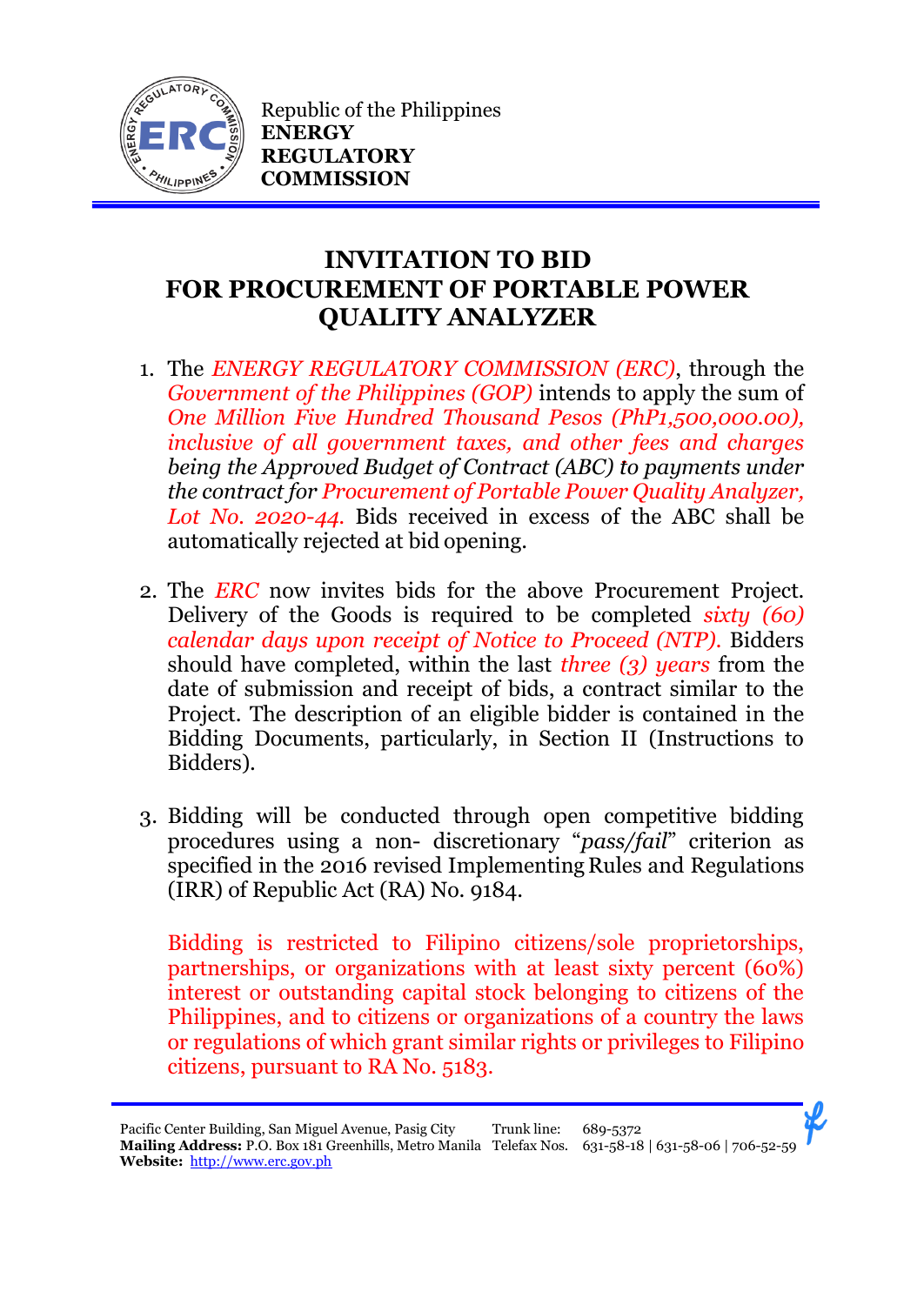Republic of the Philippines
**ENERGY REGULATORY COMMISSION**

# INVITATION TO BID FOR PROCUREMENT OF PORTABLE POWER QUALITY ANALYZER

1. The *ENERGY REGULATORY COMMISSION (ERC)*, through the *Government of the Philippines (GOP)* intends to apply the sum of *One Million Five Hundred Thousand Pesos (PhP1,500,000.00), inclusive of all government taxes, and other fees and charges being the Approved Budget of Contract (ABC) to payments under the contract for Procurement of Portable Power Quality Analyzer, Lot No. 2020-44.* Bids received in excess of the ABC shall be automatically rejected at bid opening.

2. The *ERC* now invites bids for the above Procurement Project. Delivery of the Goods is required to be completed *sixty (60) calendar days upon receipt of Notice to Proceed (NTP).* Bidders should have completed, within the last *three (3) years* from the date of submission and receipt of bids, a contract similar to the Project. The description of an eligible bidder is contained in the Bidding Documents, particularly, in Section II (Instructions to Bidders).

3. Bidding will be conducted through open competitive bidding procedures using a non- discretionary "*pass/fail*" criterion as specified in the 2016 revised Implementing Rules and Regulations (IRR) of Republic Act (RA) No. 9184.

   Bidding is restricted to Filipino citizens/sole proprietorships, partnerships, or organizations with at least sixty percent (60%) interest or outstanding capital stock belonging to citizens of the Philippines, and to citizens or organizations of a country the laws or regulations of which grant similar rights or privileges to Filipino citizens, pursuant to RA No. 5183.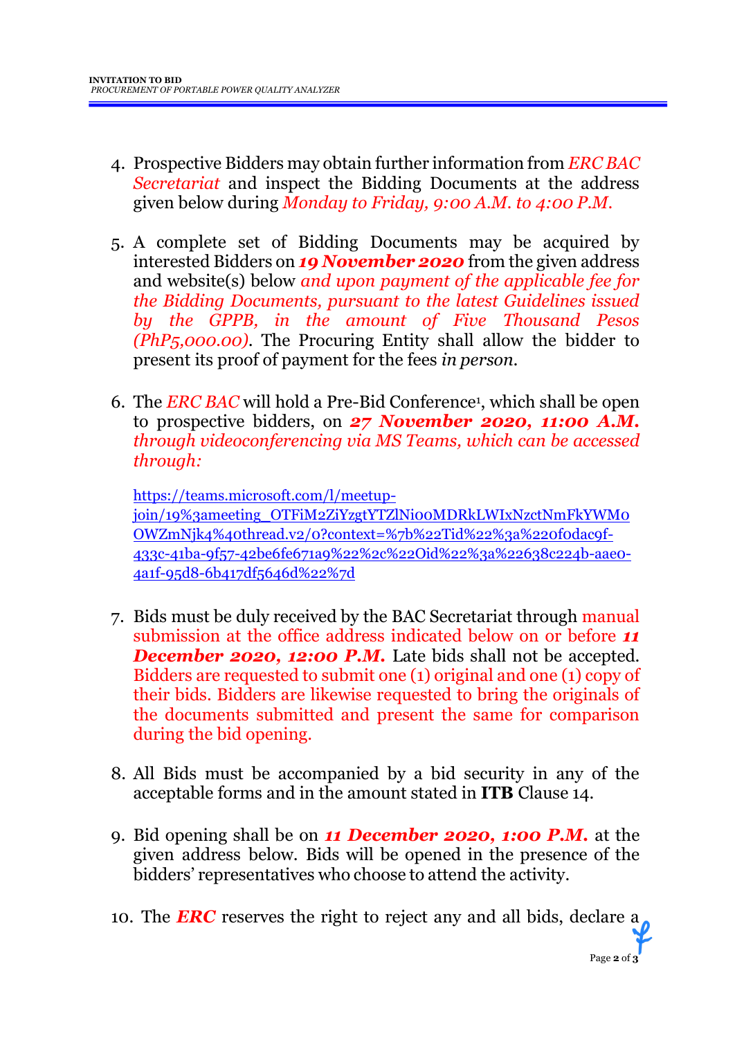4. Prospective Bidders may obtain further information from *ERC BAC Secretariat* and inspect the Bidding Documents at the address given below during *Monday to Friday, 9:00 A.M. to 4:00 P.M.*

5. A complete set of Bidding Documents may be acquired by interested Bidders on ***19 November 2020*** from the given address and website(s) below *and upon payment of the applicable fee for the Bidding Documents, pursuant to the latest Guidelines issued by the GPPB, in the amount of Five Thousand Pesos (PhP5,000.00)*. The Procuring Entity shall allow the bidder to present its proof of payment for the fees *in person*.

6. The *ERC BAC* will hold a Pre-Bid Conference[1], which shall be open to prospective bidders, on ***27 November 2020, 11:00 A.M.*** *through videoconferencing via MS Teams, which can be accessed through:*

   https://teams.microsoft.com/l/meetup-join/19%3ameeting_OTFiM2ZiYzgtYTZlNi00MDRkLWIxNzctNmFkYWM0OWZmNjk4%40thread.v2/0?context=%7b%22Tid%22%3a%220f0dac9f-433c-41ba-9f57-42be6fe671a9%22%2c%22Oid%22%3a%22638c224b-aae0-4a1f-95d8-6b417df5646d%22%7d

7. Bids must be duly received by the BAC Secretariat through manual submission at the office address indicated below on or before ***11 December 2020, 12:00 P.M.*** Late bids shall not be accepted. Bidders are requested to submit one (1) original and one (1) copy of their bids. Bidders are likewise requested to bring the originals of the documents submitted and present the same for comparison during the bid opening.

8. All Bids must be accompanied by a bid security in any of the acceptable forms and in the amount stated in **ITB** Clause 14.

9. Bid opening shall be on ***11 December 2020, 1:00 P.M.*** at the given address below. Bids will be opened in the presence of the bidders' representatives who choose to attend the activity.

10. The ***ERC*** reserves the right to reject any and all bids, declare a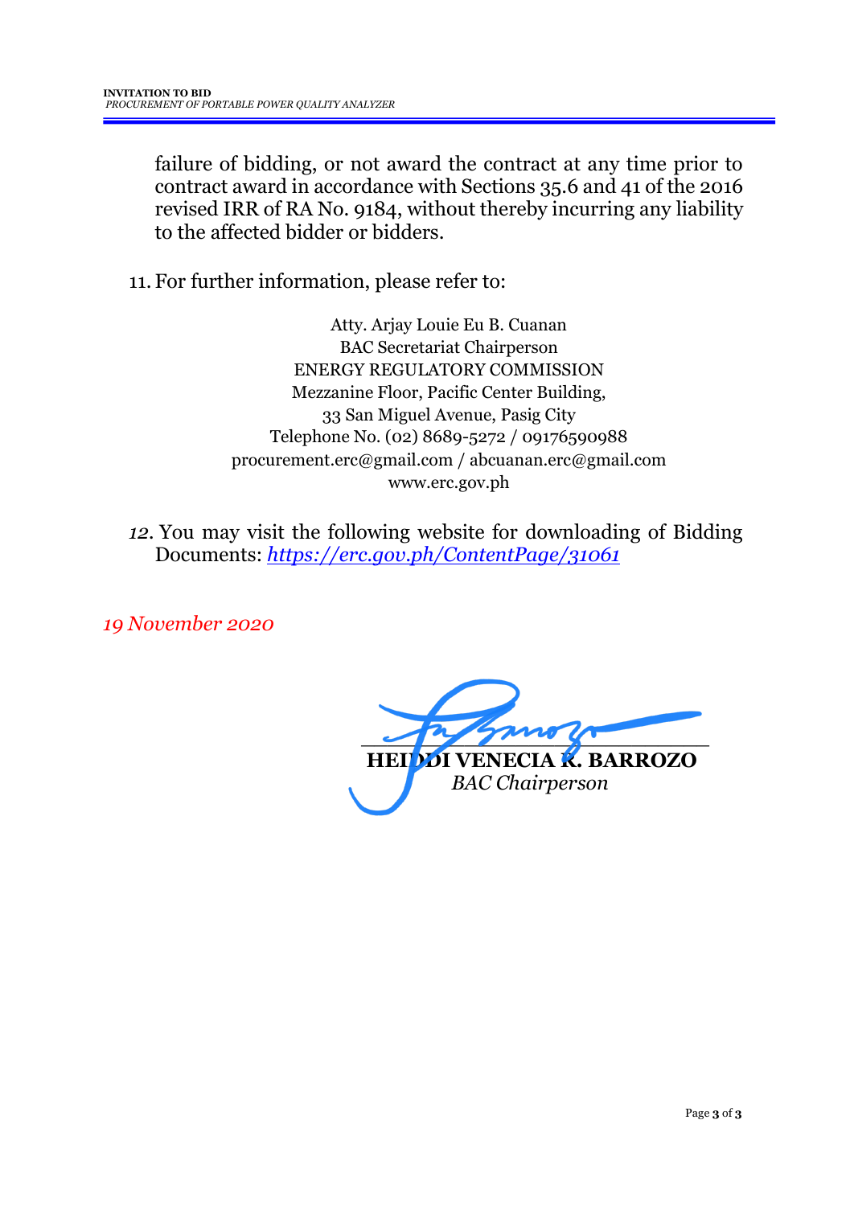failure of bidding, or not award the contract at any time prior to contract award in accordance with Sections 35.6 and 41 of the 2016 revised IRR of RA No. 9184, without thereby incurring any liability to the affected bidder or bidders.

11. For further information, please refer to:

Atty. Arjay Louie Eu B. Cuanan
BAC Secretariat Chairperson
ENERGY REGULATORY COMMISSION
Mezzanine Floor, Pacific Center Building,
33 San Miguel Avenue, Pasig City
Telephone No. (02) 8689-5272 / 09176590988
procurement.erc@gmail.com / abcuanan.erc@gmail.com
www.erc.gov.ph

12. You may visit the following website for downloading of Bidding Documents: *https://erc.gov.ph/ContentPage/31061*

*19 November 2020*

**HEIDDI VENECIA R. BARROZO**
*BAC Chairperson*